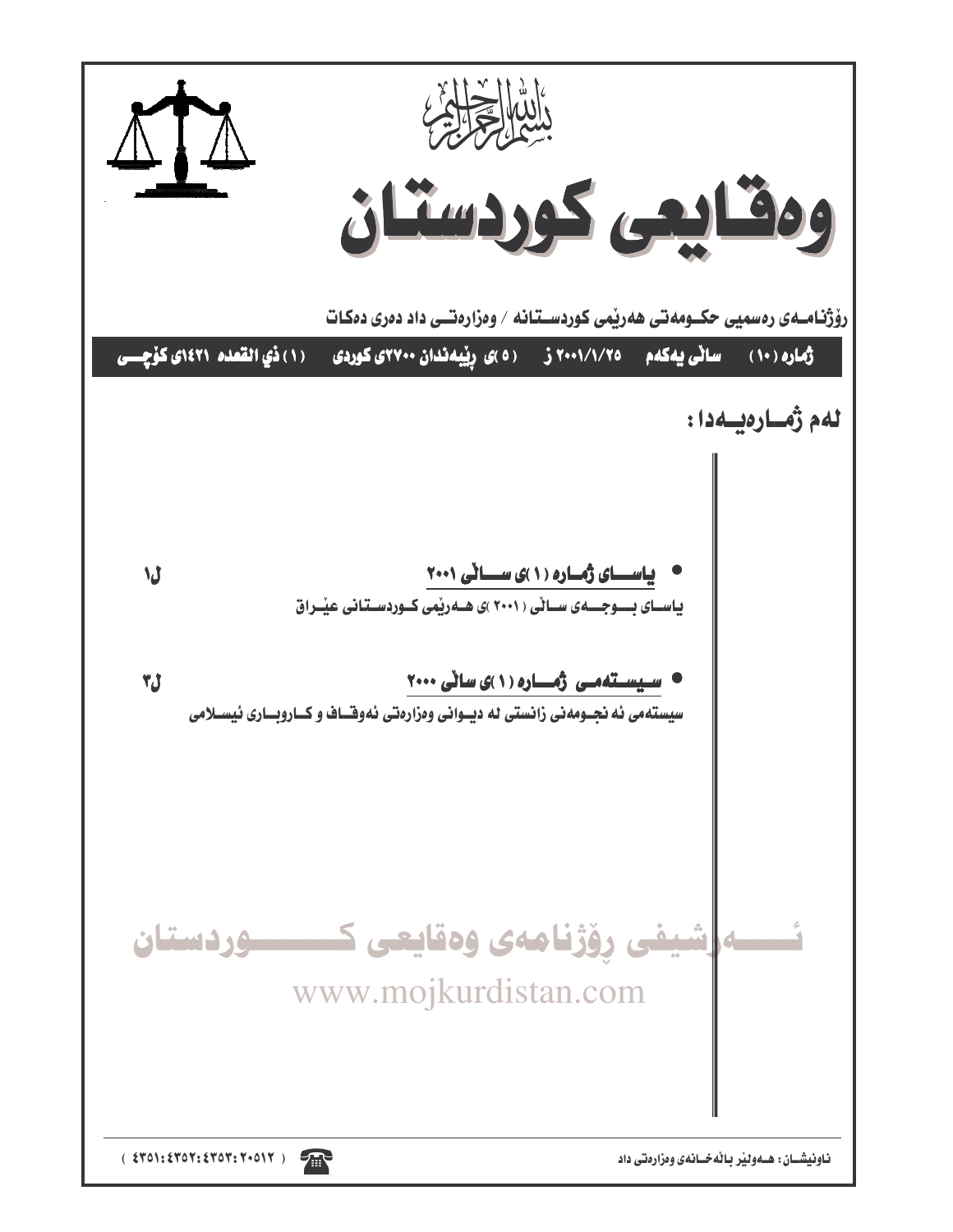بسم الله الرحمن الرحيم

# وەقایعی کوردستان

رۆژنامەی رەسمیی حکومەتی هەرێمی کوردستانە / وەزارەتی داد دەری دەکات

ژمارە (١٠) سالّی یەکەم ٢٠٠١/١/٢٥ ز (٥)ی ڕێبەندان ٢٧٠٠ی کوردی (١) ذي القعدە ١٤٢١ی کۆچی

## لەم ژمارەیەدا :

- **یاسای ژمارە (١)ی سالّی ٢٠٠١** ل١

  یاسای بوجەی سالّی (٢٠٠١)ی هەرێمی کوردستانی عێراق

- **سیستەمی ژمارە (١)ی سالّی ٢٠٠٠** ل٣

  سیستەمی ئەنجومەنی زانستی لە دیوانی وەزارەتی ئەوقاف و کاروباری ئیسلامی

ناونیشان: هەولێر باڵەخانەی وەزارەتی داد

(٤٣٥١:٤٣٥٢:٤٣٥٣:٢٠٥١٢)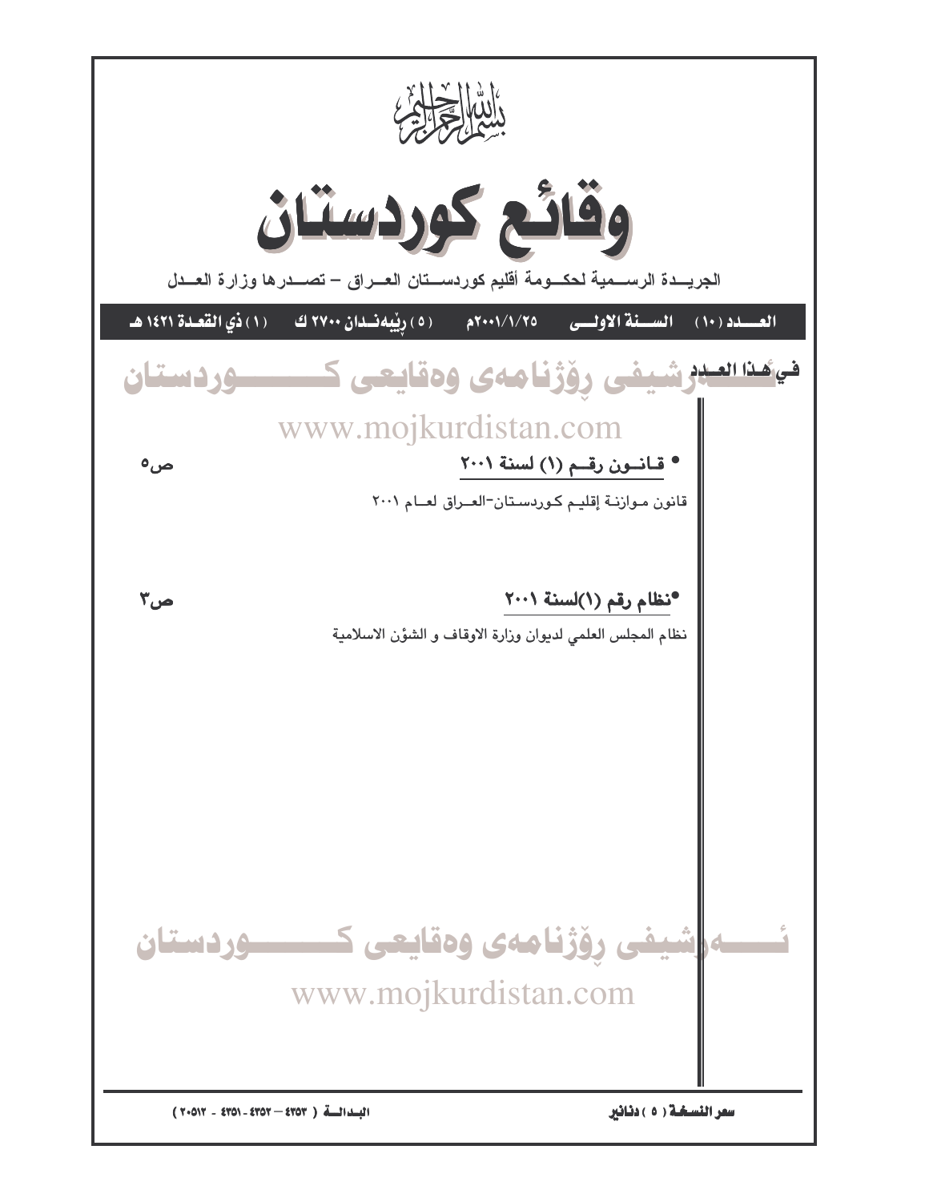بسم الله الرحمن الرحيم

# وقائع كوردستان

الجريـــدة الرســـمية لحكـــومة أقليم كوردســـتان العـــراق – تصـــدرها وزارة العـــدل

**العـــدد (١٠) السـنة الاولـى ٢٠٠١/١/٢٥م (٥) ڕێبەنـدان ٢٧٠٠ ك (١) ذي القعـدة ١٤٢١ هـ**

**في هـذا العـدد**

- **قـانـون رقـم (١) لسنة ٢٠٠١** ص٥

قانون مـوازنـة إقليـم كـوردسـتان-العـراق لعـام ٢٠٠١

- **نظام رقم (١)لسنة ٢٠٠١** ص٣

نظام المجلس العلمي لديوان وزارة الاوقاف و الشؤن الاسلامية

**سعر النسخة (٥) دنانير** البـدالـة (٤٣٥٣ – ٤٣٥٢ - ٤٣٥١ - ٢٠٥١٢)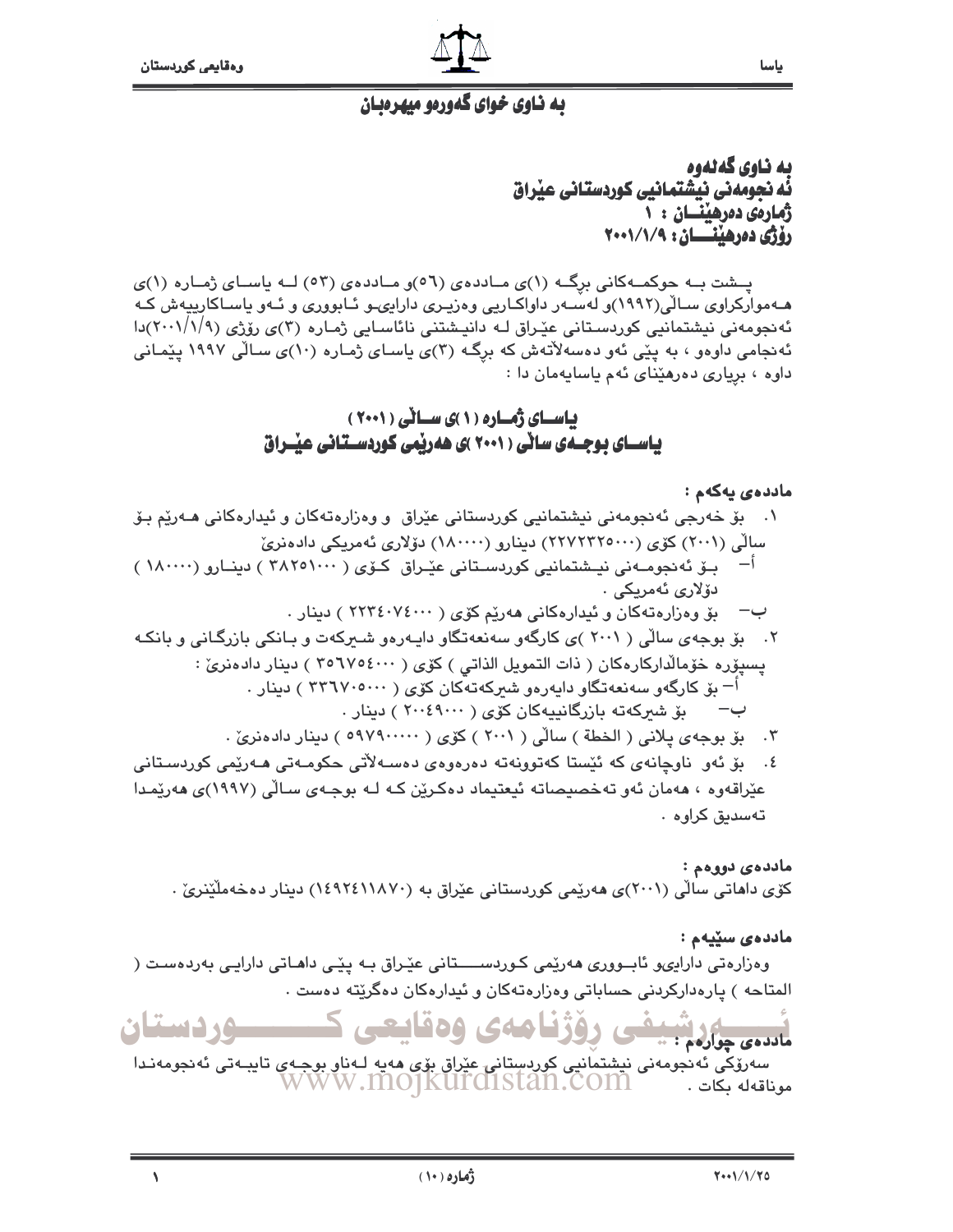## به ناوی خوای گەورەو میهرەبان

**بە ناوی گەلەوە**
**ئەنجومەنی نیشتمانیی کوردستانی عێراق**
**ژمارەی دەرهێنـــان : ١**
**رۆژی دەرهێنـــان : ٢٠٠١/١/٩**

پـشت بـە حوکمـەکانی برگـە (١)ی مـاددەی (٥٦)و مـاددەی (٥٣) لـە یاسـای ژمـارە (١)ی هـەموارکراوی سـاڵی(١٩٩٢)و لەسـەر داواکـاریی وەزیـری دارایـیو ئـابووری و ئـەو یاسـاکارییەش کـە ئەنجومەنی نیشتمانیی کوردستانی عێراق لـە دانیـشتنی نائاسـایی ژمـارە (٣)ی رۆژی (٢٠٠١/١/٩)دا ئەنجامی داوەو ، بە پێی ئەو دەسەڵاتەش کە برگـە (٣)ی یاسـای ژمـارە (١٠)ی سـاڵی ١٩٩٧ پێمـانی داوە ، بڕیاری دەرهێنانی ئەم یاسایەمان دا :

## یاســای ژمــارە (١)ی ســاڵی (٢٠٠١)
## یاســای بوجــەی ساڵی (٢٠٠١)ی هەرێمی کوردســتانی عێــراق

**ماددەی یەکەم :**

١. بۆ خەرجی ئەنجومەنی نیشتمانیی کوردستانی عێراق و وەزارەتەکان و ئیدارەکانی هـەرێم بـۆ ساڵی (٢٠٠١) کۆی (٢٢٧٢٣٢٥٠٠٠) دینارو (١٨٠٠٠٠) دۆلاری ئەمریکی دادەنرێ
   - أ- بـۆ ئەنجومـەنی نیـشتمانیی کوردسـتانی عێـراق کـۆی (٣٨٢٥١٠٠٠) دینـارو (١٨٠٠٠٠) دۆلاری ئەمریکی .
   - ب- بۆ وەزارەتەکان و ئیدارەکانی هەرێم کۆی (٢٢٣٤٠٧٤٠٠٠) دینار .
٢. بۆ بوجەی ساڵی (٢٠٠١)ی کارگەو سەنعەتگاو دایـەرەو شـیرکەت و بـانکی بازرگـانی و بانکـە پسپۆرە خۆماڵدارکارەکان (ذات التمویل الذاتي) کۆی (٣٥٦٧٥٤٠٠٠) دینار دادەنرێ :
   - أ- بۆ کارگەو سەنعەتگاو دایەرەو شیرکەتەکان کۆی (٣٣٦٧٠٥٠٠٠) دینار .
   - ب- بۆ شیرکەتە بازرگانییەکان کۆی (٢٠٠٤٩٠٠٠) دینار .
٣. بۆ بوجەی پلانی (الخطة) ساڵی (٢٠٠١) کۆی (٥٩٧٩٠٠٠٠٠) دینار دادەنرێ .
٤. بۆ ئەو ناوچانەی کە ئێستا کەتوونەتە دەرەوەی دەسـەڵاتی حکومـەتی هـەرێمی کوردسـتانی عێراقەوە ، هەمان ئەو تەخصیصاتە ئیعتیماد دەکرێن کـە لـە بوجـەی سـاڵی (١٩٩٧)ی هەرێمـدا تەسدیق کراوە .

**ماددەی دووەم :**

کۆی داهاتی ساڵی (٢٠٠١)ی هەرێمی کوردستانی عێراق بە (١٤٩٢٤١١٨٧٠) دینار دەخەملێنرێ .

**ماددەی سێیەم :**

وەزارەتی داراییو ئابـووری هەرێمی کـوردســـتانی عێـراق بـە پێـی داهـاتی دارایـی بەردەسـت (المتاحة) پارەدارکردنی حساباتی وەزارەتەکان و ئیدارەکان دەگرێتە دەست .

**ماددەی چوارەم :**

سەرۆکی ئەنجومەنی نیشتمانیی کوردستانی عێراق بۆی هەیە لـەناو بوجـەی تایبـەتی ئەنجومەنـدا موناقەلە بکات .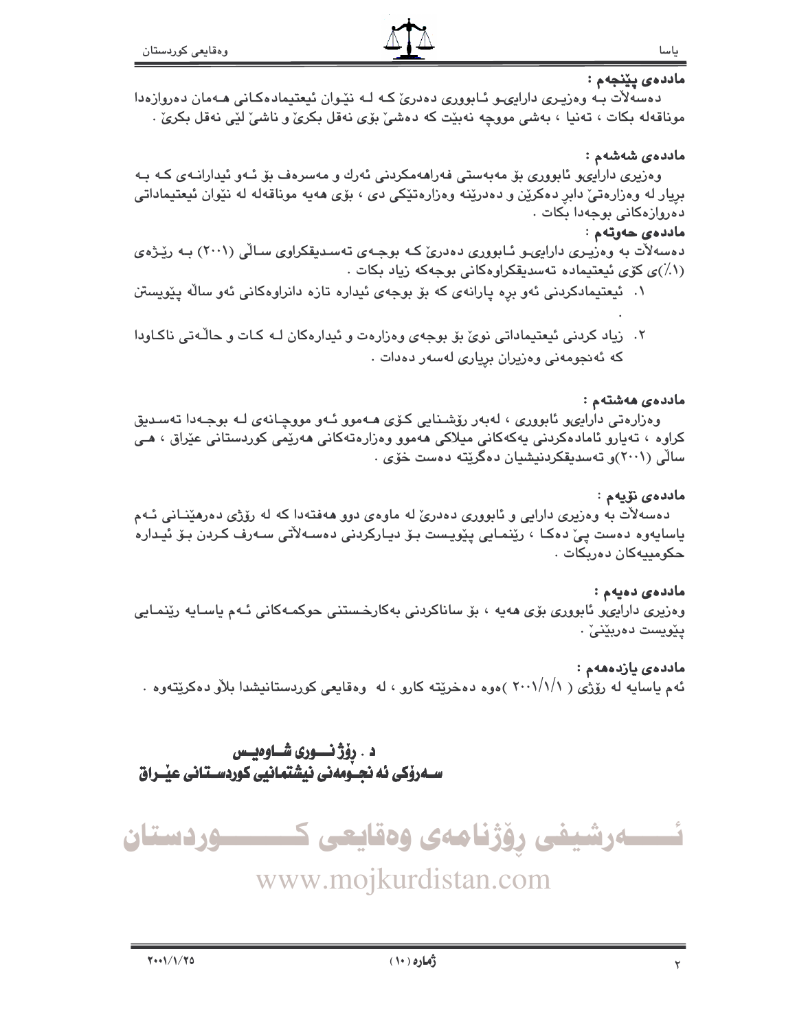**ماددەی پێنجەم :**

دەسەڵات بە وەزیری دارایی و ئابووری دەدرێ کە لە نێوان ئیعتیمادەکانی هەمان دەروازەدا موناقەلە بکات ، تەنیا ، بەشی مووچە نەبێت کە دەشێ بۆی نەقل بکرێ و ناشێ لێی نەقل بکرێ .

**ماددەی شەشەم :**

وەزیری دارایی و ئابووری بۆ مەبەستی فەراهەمکردنی ئەرك و مەسرەف بۆ ئەو ئیدارانەی کە بە بڕیار لە وەزارەتێ دابڕ دەکرێن و دەدرێنە وەزارەتێکی دی ، بۆی هەیە موناقەلە لە نێوان ئیعتیماداتی دەروازەکانی بوجەدا بکات .

**ماددەی حەوتەم :**

دەسەڵات بە وەزیری دارایی و ئابووری دەدرێ کە بوجەی تەسدیقکراوی ساڵی (٢٠٠١) بە رێژەی (١٪)ی کۆی ئیعتیمادە تەسدیقکراوەکانی بوجەکە زیاد بکات .

١. ئیعتیمادکردنی ئەو بڕە پارانەی کە بۆ بوجەی ئیدارە تازە دانراوەکانی ئەو ساڵە پێویستن .

٢. زیاد کردنی ئیعتیماداتی نوێ بۆ بوجەی وەزارەت و ئیدارەکان لە کات و حاڵەتی ناکاودا کە ئەنجومەنی وەزیران بڕیاری لەسەر دەدات .

**ماددەی هەشتەم :**

وەزارەتی دارایی و ئابووری ، لەبەر رۆشنایی کۆی هەموو ئەو مووچانەی لە بوجەدا تەسدیق کراوە ، تەیارو ئامادەکردنی یەکەکانی میلاکی هەموو وەزارەتەکانی هەرێمی کوردستانی عێراق ، هی ساڵی (٢٠٠١)و تەسدیقکردنیشیان دەگرێتە دەست خۆی .

**ماددەی نۆیەم :**

دەسەڵات بە وەزیری دارایی و ئابووری دەدرێ لە ماوەی دوو هەفتەدا کە لە رۆژی دەرهێنانی ئەم یاسایەوە دەست پێ دەکا ، رێنمایی پێویست بۆ دیارکردنی دەسەڵاتی سەرف کردن بۆ ئیدارە حکومییەکان دەربکات .

**ماددەی دەیەم :**

وەزیری دارایی و ئابووری بۆی هەیە ، بۆ ساناکردنی بەکارخستنی حوکمەکانی ئەم یاسایە رێنمایی پێویست دەربێنێ .

**ماددەی یازدەهەم :**

ئەم یاسایە لە رۆژی ( ٢٠٠١/١/١ )ەوە دەخرێتە کارو ، لە وەقایعی کوردستانیشدا بڵاو دەکرێتەوە .

**د . رۆژ نووری شاوەیس**

**سەرۆکی ئەنجومەنی نیشتمانیی کوردستانی عێراق**

ئەرشیفی رۆژنامەی وەقایعی کوردستان

www.mojkurdistan.com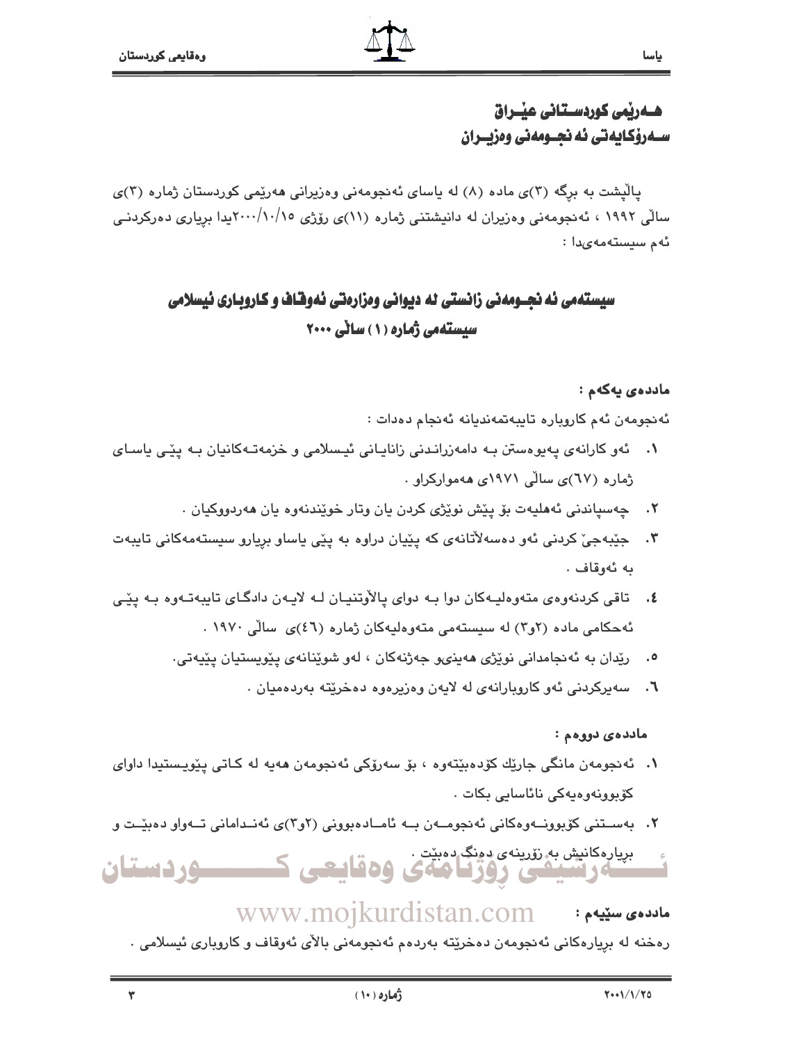## هەرێمی کوردستانی عێراق
## سەرۆکایەتی ئەنجومەنی وەزیران

پاڵپشت بە بڕگە (٣)ی مادە (٨) لە یاسای ئەنجومەنی وەزیرانی هەرێمی کوردستان ژمارە (٣)ی ساڵی ١٩٩٢ ، ئەنجومەنی وەزیران لە دانیشتنی ژمارە (١١)ی رۆژی ٢٠٠٠/١٠/١٥یدا بڕیاری دەرکردنی ئەم سیستەمەیدا :

## سیستەمی ئەنجومەنی زانستی لە دیوانی وەزارەتی ئەوقاف و کاروباری ئیسلامی
## سیستەمی ژمارە (١) ساڵی ٢٠٠٠

**ماددەی یەکەم :**

ئەنجومەن ئەم کاروبارە تایبەتمەندیانە ئەنجام دەدات :

١. ئەو کارانەی پەیوەستن بە دامەزراندنی زانایانی ئیسلامی و خزمەتەکانیان بە پێی یاسای ژمارە (٦٧)ی ساڵی ١٩٧١ی هەموارکراو .
٢. چەسپاندنی ئەهلیەت بۆ پێش نوێژی کردن یان وتار خوێندنەوە یان هەردووکیان .
٣. جێبەجێ کردنی ئەو دەسەڵاتانەی کە پێیان دراوە بە پێی یاساو بڕیارو سیستەمەکانی تایبەت بە ئەوقاف .
٤. تاقی کردنەوەی متەوەلیەکان دوا بە دوای پاڵاوتنیان لە لایەن دادگای تایبەتەوە بە پێی ئەحکامی مادە (٢و٣) لە سیستەمی متەوەلیەکان ژمارە (٤٦)ی ساڵی ١٩٧٠ .
٥. رێدان بە ئەنجامدانی نوێژی هەینیو جەژنەکان ، لەو شوێنانەی پێویستیان پێیەتی.
٦. سەیرکردنی ئەو کاروبارانەی لە لایەن وەزیرەوە دەخرێتە بەردەمیان .

**ماددەی دووەم :**

١. ئەنجومەن مانگی جارێك کۆدەبێتەوە ، بۆ سەرۆکی ئەنجومەن هەیە لە کاتی پێویستیدا داوای کۆبوونەوەیەکی نائاسایی بکات .
٢. بەستنی کۆبوونەوەکانی ئەنجومەن بە ئامادەبوونی (٢و٣)ی ئەندامانی تەواو دەبێت و بڕیارەکانیش بە زۆرینەی دەنگ دەبێت .

**ماددەی سێیەم :**

رەخنە لە بڕیارەکانی ئەنجومەن دەخرێتە بەردەم ئەنجومەنی باڵای ئەوقاف و کاروباری ئیسلامی .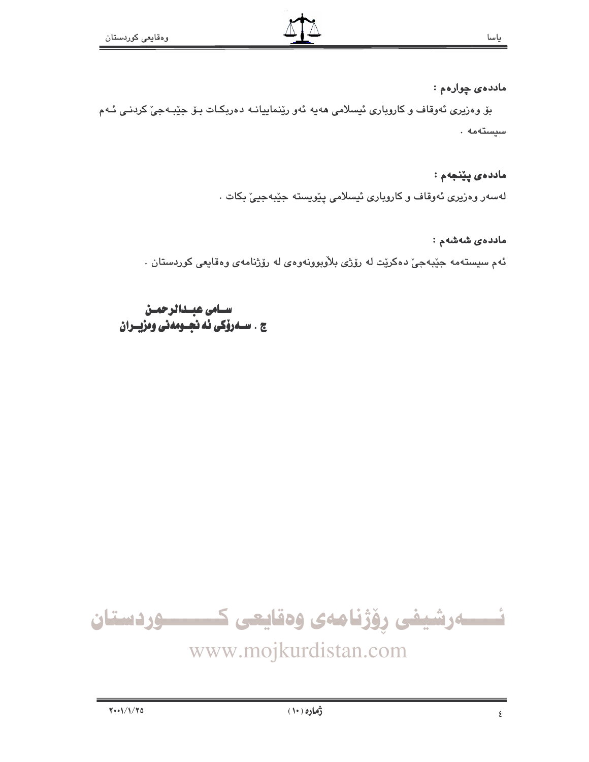**ماددەی چوارەم :**

بۆ وەزیری ئەوقاف و کاروباری ئیسلامی هەیە ئەو ڕێنماییانە دەربکات بۆ جێبەجێ کردنی ئەم سیستەمە .

**ماددەی پێنجەم :**

لەسەر وەزیری ئەوقاف و کاروباری ئیسلامی پێویستە جێبەجێی بکات .

**ماددەی شەشەم :**

ئەم سیستەمە جێبەجێ دەکرێت لە ڕۆژی بڵاوبوونەوەی لە ڕۆژنامەی وەقایعی کوردستان .

**سامی عبدالرحمن**
**ج . سەرۆکی ئەنجومەنی وەزیران**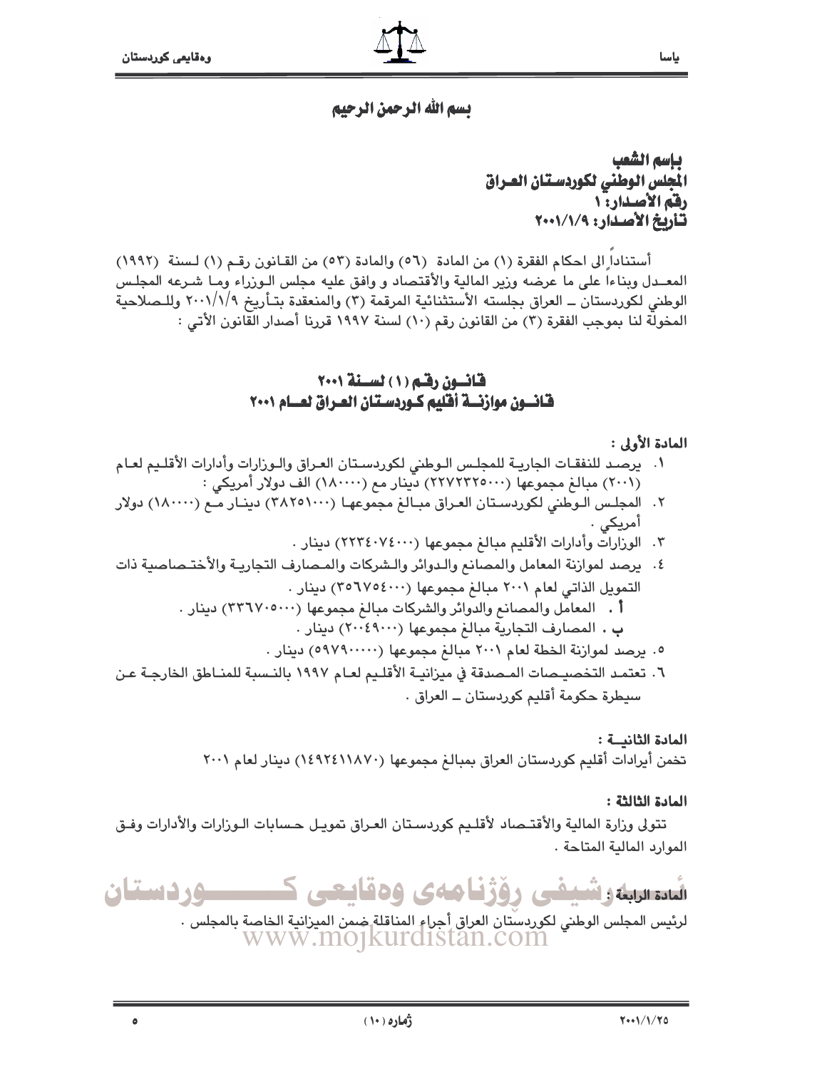بسم الله الرحمن الرحيم

**باسم الشعب**
**المجلس الوطني لكوردستان العراق**
**رقم الأصدار: ١**
**تأريخ الأصدار: ٢٠٠١/١/٩**

أستناداً الى احكام الفقرة (١) من المادة (٥٦) والمادة (٥٣) من القانون رقم (١) لسنة (١٩٩٢) المعدل وبناءاً على ما عرضه وزير المالية والأقتصاد و وافق عليه مجلس الوزراء وما شرعه المجلس الوطني لكوردستان ـ العراق بجلسته الأستثنائية المرقمة (٣) والمنعقدة بتأريخ ٢٠٠١/١/٩ وللصلاحية المخولة لنا بموجب الفقرة (٣) من القانون رقم (١٠) لسنة ١٩٩٧ قررنا أصدار القانون الأتي :

## قانون رقم (١) لسنة ٢٠٠١
## قانون موازنة أقليم كوردستان العراق لعام ٢٠٠١

**المادة الأولى :**

١. يرصد للنفقات الجارية للمجلس الوطني لكوردستان العراق والوزارات وأدارات الأقليم لعام (٢٠٠١) مبالغ مجموعها (٢٢٧٢٣٢٥٠٠٠) دينار مع (١٨٠٠٠٠) الف دولار أمريكي :
٢. المجلس الوطني لكوردستان العراق مبالغ مجموعها (٣٨٢٥١٠٠٠) دينار مع (١٨٠٠٠٠) دولار أمريكي .
٣. الوزارات وأدارات الأقليم مبالغ مجموعها (٢٢٣٤٠٧٤٠٠٠) دينار .
٤. يرصد لموازنة المعامل والمصانع والدوائر والشركات والمصارف التجارية والأختصاصية ذات التمويل الذاتي لعام ٢٠٠١ مبالغ مجموعها (٣٥٦٧٥٤٠٠٠) دينار .
   أ . المعامل والمصانع والدوائر والشركات مبالغ مجموعها (٣٣٦٧٠٥٠٠٠) دينار .
   ب . المصارف التجارية مبالغ مجموعها (٢٠٠٤٩٠٠٠) دينار .
٥. يرصد لموازنة الخطة لعام ٢٠٠١ مبالغ مجموعها (٥٩٧٩٠٠٠٠٠) دينار .
٦. تعتمد التخصيصات المصدقة في ميزانية الأقليم لعام ١٩٩٧ بالنسبة للمناطق الخارجة عن سيطرة حكومة أقليم كوردستان ـ العراق .

**المادة الثانية :**

تخمن أيرادات أقليم كوردستان العراق بمبالغ مجموعها (١٤٩٢٤١١٨٧٠) دينار لعام ٢٠٠١

**المادة الثالثة :**

تتولى وزارة المالية والأقتصاد لأقليم كوردستان العراق تمويل حسابات الوزارات والأدارات وفق الموارد المالية المتاحة .

**المادة الرابعة :**

لرئيس المجلس الوطني لكوردستان العراق أجراء المناقلة ضمن الميزانية الخاصة بالمجلس .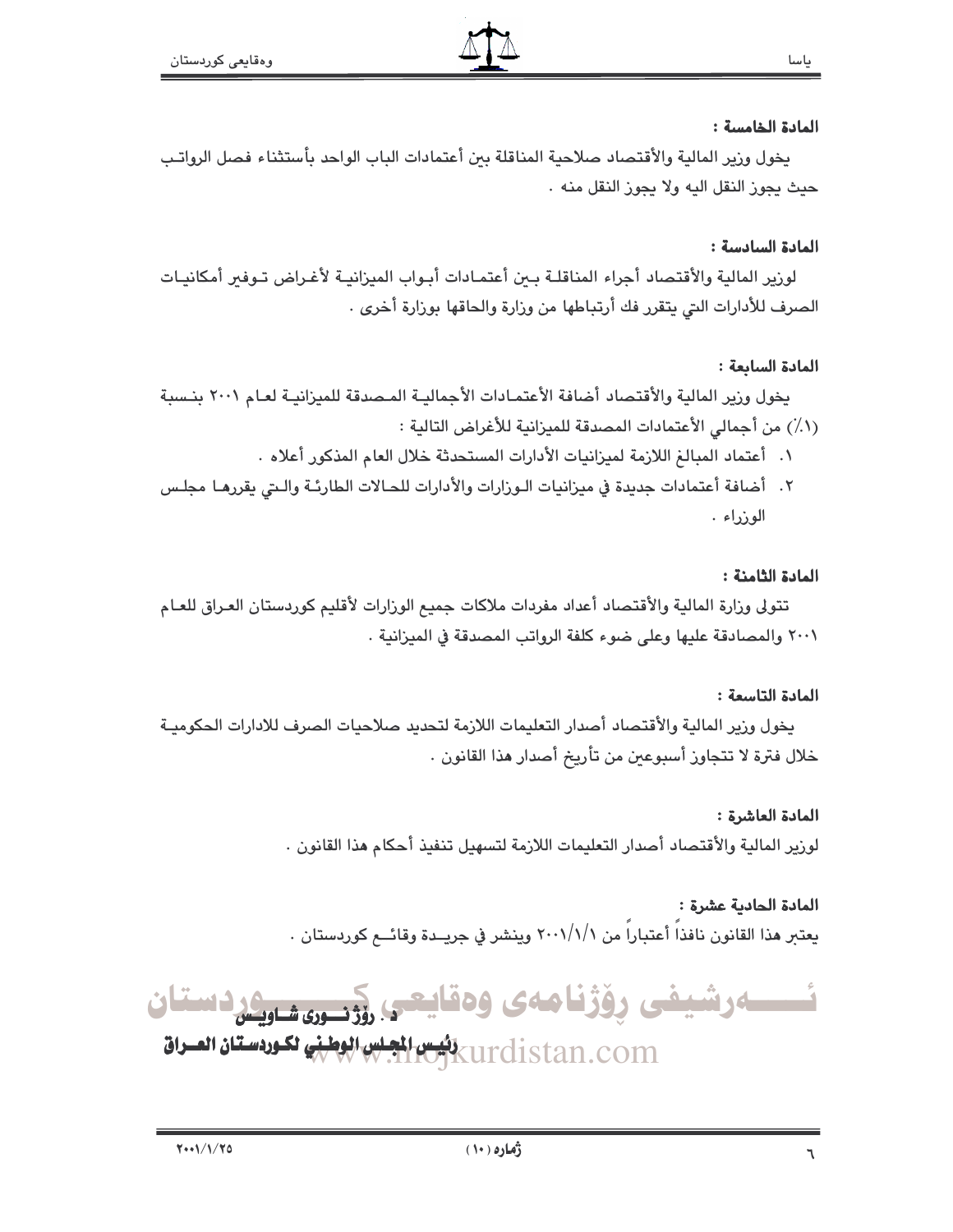**المادة الخامسة :**

يخول وزير المالية والأقتصاد صلاحية المناقلة بين أعتمادات الباب الواحد بأستثناء فصل الرواتب حيث يجوز النقل اليه ولا يجوز النقل منه .

**المادة السادسة :**

لوزير المالية والأقتصاد أجراء المناقلة بين أعتمادات أبواب الميزانية لأغراض توفير أمكانيات الصرف للأدارات التي يتقرر فك أرتباطها من وزارة والحاقها بوزارة أخرى .

**المادة السابعة :**

يخول وزير المالية والأقتصاد أضافة الأعتمادات الأجمالية المصدقة للميزانية لعام ٢٠٠١ بنسبة (١٪) من أجمالي الأعتمادات المصدقة للميزانية للأغراض التالية :

١. أعتماد المبالغ اللازمة لميزانيات الأدارات المستحدثة خلال العام المذكور أعلاه .
٢. أضافة أعتمادات جديدة في ميزانيات الوزارات والأدارات للحالات الطارئة والتي يقررها مجلس الوزراء .

**المادة الثامنة :**

تتولى وزارة المالية والأقتصاد أعداد مفردات ملاكات جميع الوزارات لأقليم كوردستان العراق للعام ٢٠٠١ والمصادقة عليها وعلى ضوء كلفة الرواتب المصدقة في الميزانية .

**المادة التاسعة :**

يخول وزير المالية والأقتصاد أصدار التعليمات اللازمة لتحديد صلاحيات الصرف للادارات الحكومية خلال فترة لا تتجاوز أسبوعين من تأريخ أصدار هذا القانون .

**المادة العاشرة :**

لوزير المالية والأقتصاد أصدار التعليمات اللازمة لتسهيل تنفيذ أحكام هذا القانون .

**المادة الحادية عشرة :**

يعتبر هذا القانون نافذاً أعتباراً من ٢٠٠١/١/١ وينشر في جريدة وقائع كوردستان .

**د . رۆژ نوری شاویس**
**رئيس المجلس الوطني لكوردستان العراق**